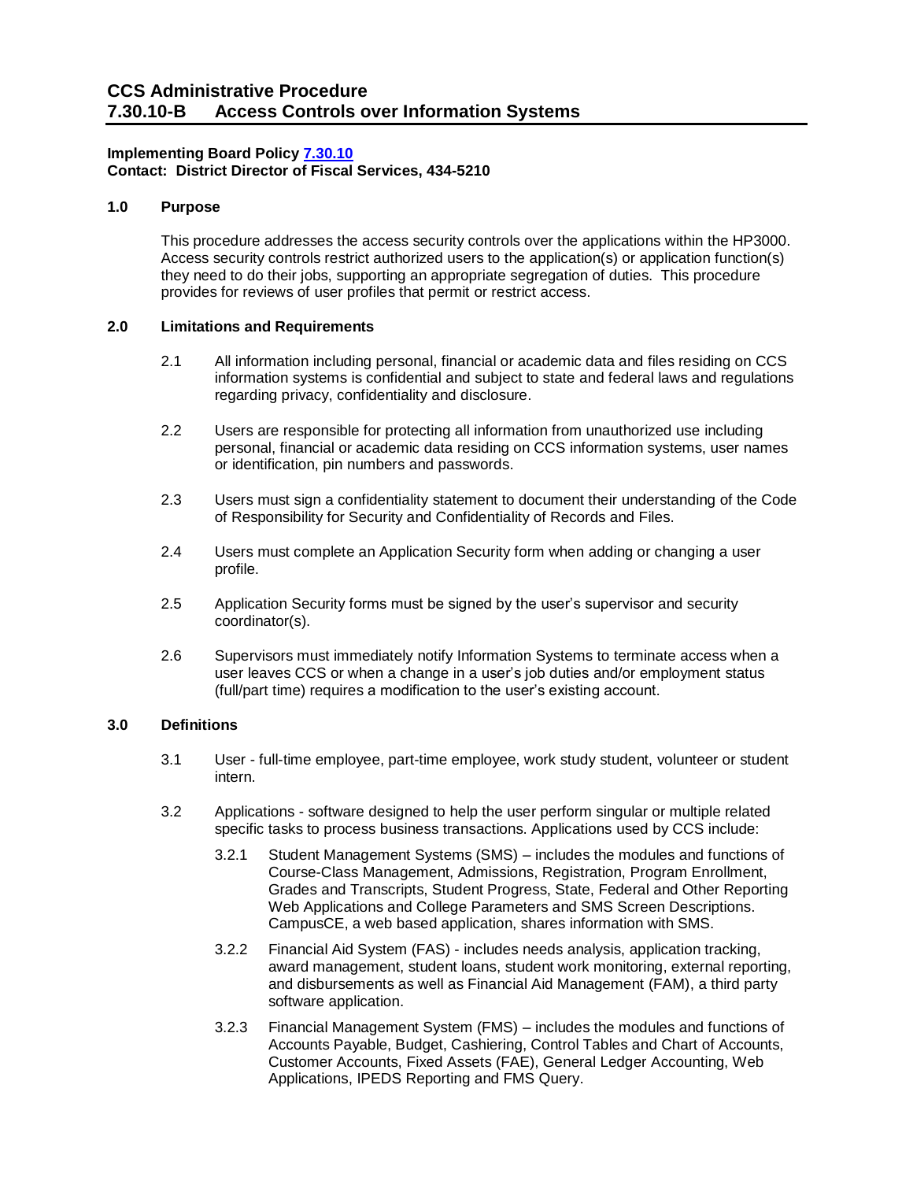# CCS Administrative Procedure
# 7.30.10-B Access Controls over Information Systems

**Implementing Board Policy [7.30.10](7.30.10)**
**Contact: District Director of Fiscal Services, 434-5210**

## 1.0 Purpose

This procedure addresses the access security controls over the applications within the HP3000. Access security controls restrict authorized users to the application(s) or application function(s) they need to do their jobs, supporting an appropriate segregation of duties. This procedure provides for reviews of user profiles that permit or restrict access.

## 2.0 Limitations and Requirements

2.1 All information including personal, financial or academic data and files residing on CCS information systems is confidential and subject to state and federal laws and regulations regarding privacy, confidentiality and disclosure.

2.2 Users are responsible for protecting all information from unauthorized use including personal, financial or academic data residing on CCS information systems, user names or identification, pin numbers and passwords.

2.3 Users must sign a confidentiality statement to document their understanding of the Code of Responsibility for Security and Confidentiality of Records and Files.

2.4 Users must complete an Application Security form when adding or changing a user profile.

2.5 Application Security forms must be signed by the user's supervisor and security coordinator(s).

2.6 Supervisors must immediately notify Information Systems to terminate access when a user leaves CCS or when a change in a user's job duties and/or employment status (full/part time) requires a modification to the user's existing account.

## 3.0 Definitions

3.1 User - full-time employee, part-time employee, work study student, volunteer or student intern.

3.2 Applications - software designed to help the user perform singular or multiple related specific tasks to process business transactions. Applications used by CCS include:

3.2.1 Student Management Systems (SMS) – includes the modules and functions of Course-Class Management, Admissions, Registration, Program Enrollment, Grades and Transcripts, Student Progress, State, Federal and Other Reporting Web Applications and College Parameters and SMS Screen Descriptions. CampusCE, a web based application, shares information with SMS.

3.2.2 Financial Aid System (FAS) - includes needs analysis, application tracking, award management, student loans, student work monitoring, external reporting, and disbursements as well as Financial Aid Management (FAM), a third party software application.

3.2.3 Financial Management System (FMS) – includes the modules and functions of Accounts Payable, Budget, Cashiering, Control Tables and Chart of Accounts, Customer Accounts, Fixed Assets (FAE), General Ledger Accounting, Web Applications, IPEDS Reporting and FMS Query.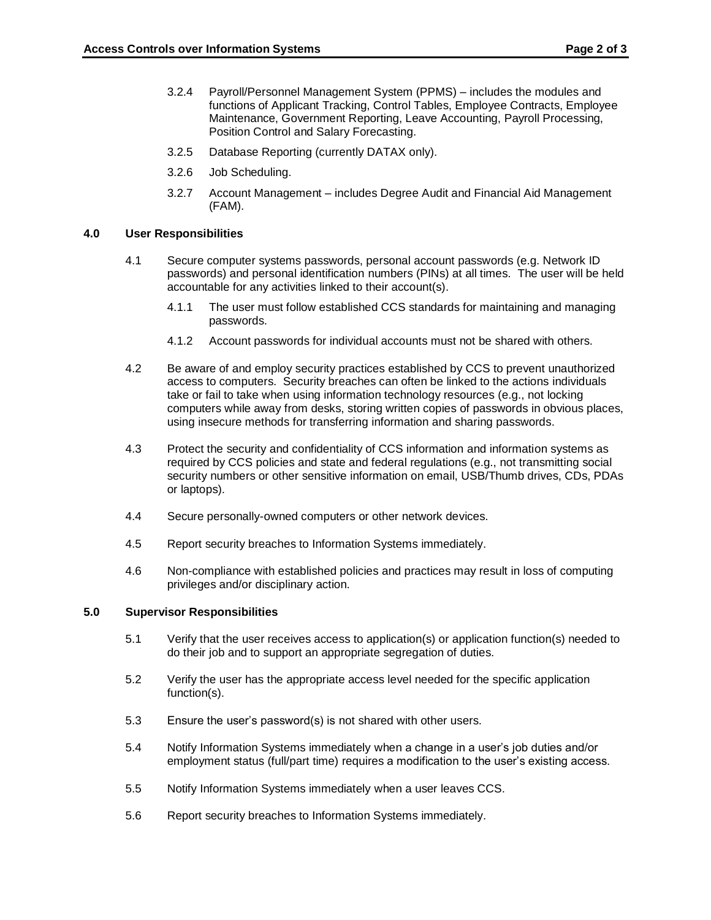3.2.4 Payroll/Personnel Management System (PPMS) – includes the modules and functions of Applicant Tracking, Control Tables, Employee Contracts, Employee Maintenance, Government Reporting, Leave Accounting, Payroll Processing, Position Control and Salary Forecasting.

3.2.5 Database Reporting (currently DATAX only).

3.2.6 Job Scheduling.

3.2.7 Account Management – includes Degree Audit and Financial Aid Management (FAM).

## 4.0 User Responsibilities

4.1 Secure computer systems passwords, personal account passwords (e.g. Network ID passwords) and personal identification numbers (PINs) at all times. The user will be held accountable for any activities linked to their account(s).

4.1.1 The user must follow established CCS standards for maintaining and managing passwords.

4.1.2 Account passwords for individual accounts must not be shared with others.

4.2 Be aware of and employ security practices established by CCS to prevent unauthorized access to computers. Security breaches can often be linked to the actions individuals take or fail to take when using information technology resources (e.g., not locking computers while away from desks, storing written copies of passwords in obvious places, using insecure methods for transferring information and sharing passwords.

4.3 Protect the security and confidentiality of CCS information and information systems as required by CCS policies and state and federal regulations (e.g., not transmitting social security numbers or other sensitive information on email, USB/Thumb drives, CDs, PDAs or laptops).

4.4 Secure personally-owned computers or other network devices.

4.5 Report security breaches to Information Systems immediately.

4.6 Non-compliance with established policies and practices may result in loss of computing privileges and/or disciplinary action.

## 5.0 Supervisor Responsibilities

5.1 Verify that the user receives access to application(s) or application function(s) needed to do their job and to support an appropriate segregation of duties.

5.2 Verify the user has the appropriate access level needed for the specific application function(s).

5.3 Ensure the user's password(s) is not shared with other users.

5.4 Notify Information Systems immediately when a change in a user's job duties and/or employment status (full/part time) requires a modification to the user's existing access.

5.5 Notify Information Systems immediately when a user leaves CCS.

5.6 Report security breaches to Information Systems immediately.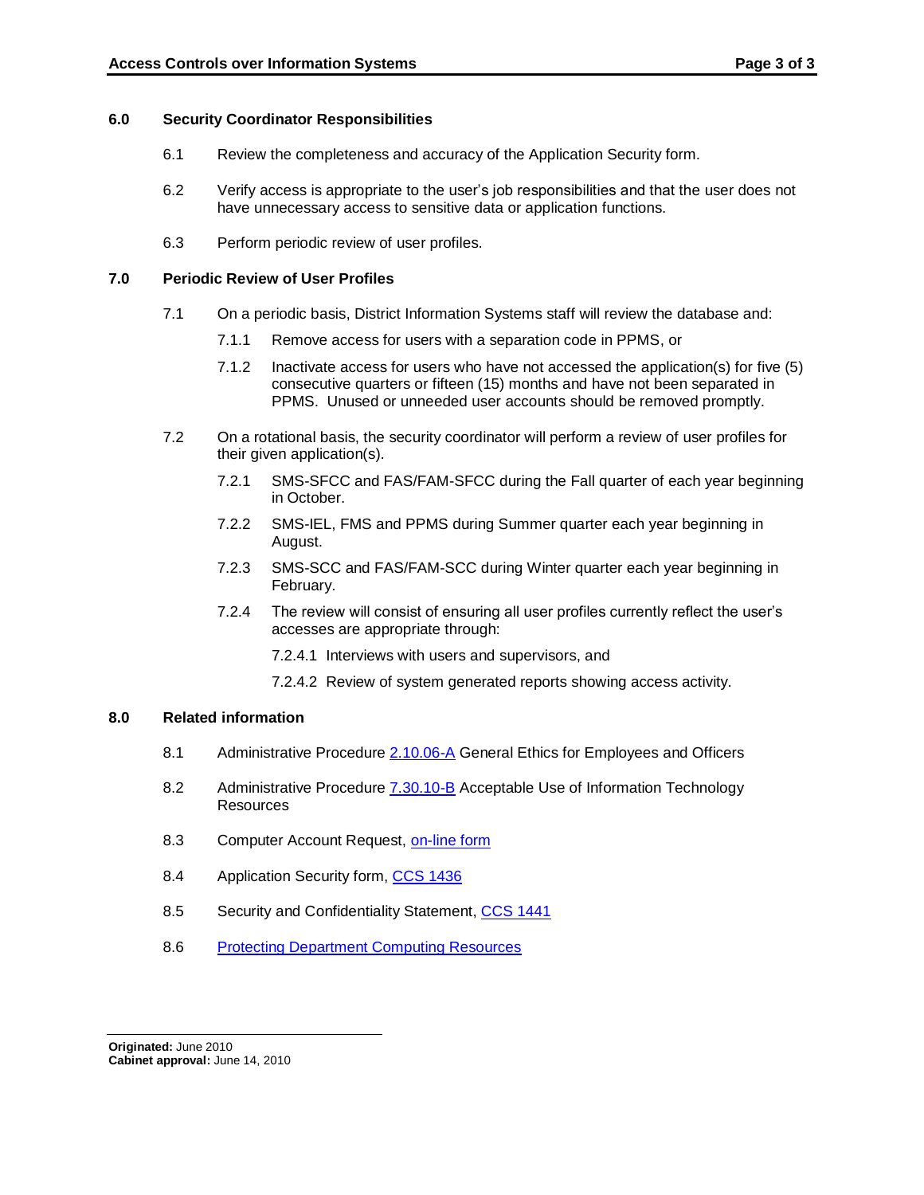## 6.0 Security Coordinator Responsibilities

6.1 Review the completeness and accuracy of the Application Security form.

6.2 Verify access is appropriate to the user's job responsibilities and that the user does not have unnecessary access to sensitive data or application functions.

6.3 Perform periodic review of user profiles.

## 7.0 Periodic Review of User Profiles

7.1 On a periodic basis, District Information Systems staff will review the database and:

7.1.1 Remove access for users with a separation code in PPMS, or

7.1.2 Inactivate access for users who have not accessed the application(s) for five (5) consecutive quarters or fifteen (15) months and have not been separated in PPMS. Unused or unneeded user accounts should be removed promptly.

7.2 On a rotational basis, the security coordinator will perform a review of user profiles for their given application(s).

7.2.1 SMS-SFCC and FAS/FAM-SFCC during the Fall quarter of each year beginning in October.

7.2.2 SMS-IEL, FMS and PPMS during Summer quarter each year beginning in August.

7.2.3 SMS-SCC and FAS/FAM-SCC during Winter quarter each year beginning in February.

7.2.4 The review will consist of ensuring all user profiles currently reflect the user's accesses are appropriate through:

7.2.4.1 Interviews with users and supervisors, and

7.2.4.2 Review of system generated reports showing access activity.

## 8.0 Related information

8.1 Administrative Procedure 2.10.06-A General Ethics for Employees and Officers

8.2 Administrative Procedure 7.30.10-B Acceptable Use of Information Technology Resources

8.3 Computer Account Request, on-line form

8.4 Application Security form, CCS 1436

8.5 Security and Confidentiality Statement, CCS 1441

8.6 Protecting Department Computing Resources

**Originated:** June 2010
**Cabinet approval:** June 14, 2010